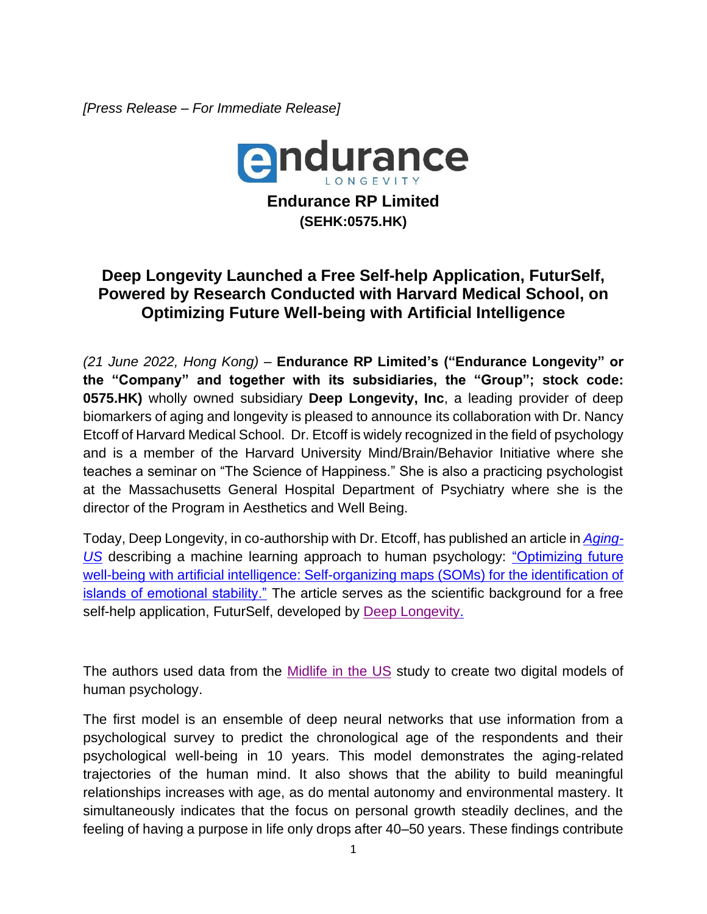*[Press Release – For Immediate Release]*

endurance
LONGEVITY

**Endurance RP Limited**
**(SEHK:0575.HK)**

# Deep Longevity Launched a Free Self-help Application, FuturSelf, Powered by Research Conducted with Harvard Medical School, on Optimizing Future Well-being with Artificial Intelligence

*(21 June 2022, Hong Kong)* – **Endurance RP Limited's ("Endurance Longevity" or the "Company" and together with its subsidiaries, the "Group"; stock code: 0575.HK)** wholly owned subsidiary **Deep Longevity, Inc**, a leading provider of deep biomarkers of aging and longevity is pleased to announce its collaboration with Dr. Nancy Etcoff of Harvard Medical School. Dr. Etcoff is widely recognized in the field of psychology and is a member of the Harvard University Mind/Brain/Behavior Initiative where she teaches a seminar on "The Science of Happiness." She is also a practicing psychologist at the Massachusetts General Hospital Department of Psychiatry where she is the director of the Program in Aesthetics and Well Being.

Today, Deep Longevity, in co-authorship with Dr. Etcoff, has published an article in *Aging-US* describing a machine learning approach to human psychology: "Optimizing future well-being with artificial intelligence: Self-organizing maps (SOMs) for the identification of islands of emotional stability." The article serves as the scientific background for a free self-help application, FuturSelf, developed by Deep Longevity.

The authors used data from the Midlife in the US study to create two digital models of human psychology.

The first model is an ensemble of deep neural networks that use information from a psychological survey to predict the chronological age of the respondents and their psychological well-being in 10 years. This model demonstrates the aging-related trajectories of the human mind. It also shows that the ability to build meaningful relationships increases with age, as do mental autonomy and environmental mastery. It simultaneously indicates that the focus on personal growth steadily declines, and the feeling of having a purpose in life only drops after 40–50 years. These findings contribute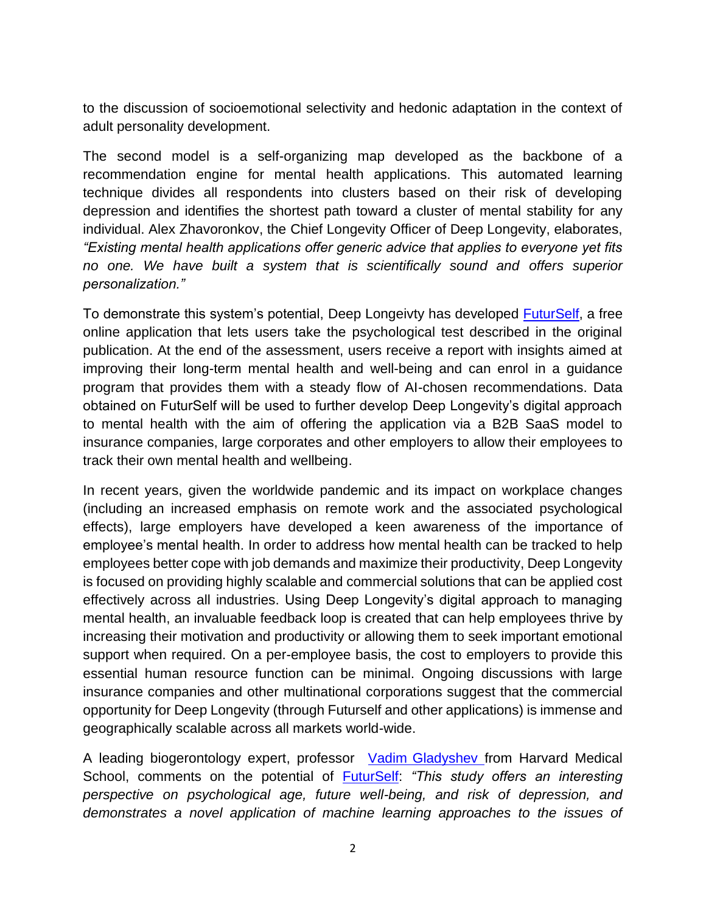to the discussion of socioemotional selectivity and hedonic adaptation in the context of adult personality development.

The second model is a self-organizing map developed as the backbone of a recommendation engine for mental health applications. This automated learning technique divides all respondents into clusters based on their risk of developing depression and identifies the shortest path toward a cluster of mental stability for any individual. Alex Zhavoronkov, the Chief Longevity Officer of Deep Longevity, elaborates, *"Existing mental health applications offer generic advice that applies to everyone yet fits no one. We have built a system that is scientifically sound and offers superior personalization."*

To demonstrate this system's potential, Deep Longeivty has developed FuturSelf, a free online application that lets users take the psychological test described in the original publication. At the end of the assessment, users receive a report with insights aimed at improving their long-term mental health and well-being and can enrol in a guidance program that provides them with a steady flow of AI-chosen recommendations. Data obtained on FuturSelf will be used to further develop Deep Longevity's digital approach to mental health with the aim of offering the application via a B2B SaaS model to insurance companies, large corporates and other employers to allow their employees to track their own mental health and wellbeing.

In recent years, given the worldwide pandemic and its impact on workplace changes (including an increased emphasis on remote work and the associated psychological effects), large employers have developed a keen awareness of the importance of employee's mental health. In order to address how mental health can be tracked to help employees better cope with job demands and maximize their productivity, Deep Longevity is focused on providing highly scalable and commercial solutions that can be applied cost effectively across all industries. Using Deep Longevity's digital approach to managing mental health, an invaluable feedback loop is created that can help employees thrive by increasing their motivation and productivity or allowing them to seek important emotional support when required. On a per-employee basis, the cost to employers to provide this essential human resource function can be minimal. Ongoing discussions with large insurance companies and other multinational corporations suggest that the commercial opportunity for Deep Longevity (through Futurself and other applications) is immense and geographically scalable across all markets world-wide.

A leading biogerontology expert, professor Vadim Gladyshev from Harvard Medical School, comments on the potential of FuturSelf: *"This study offers an interesting perspective on psychological age, future well-being, and risk of depression, and demonstrates a novel application of machine learning approaches to the issues of*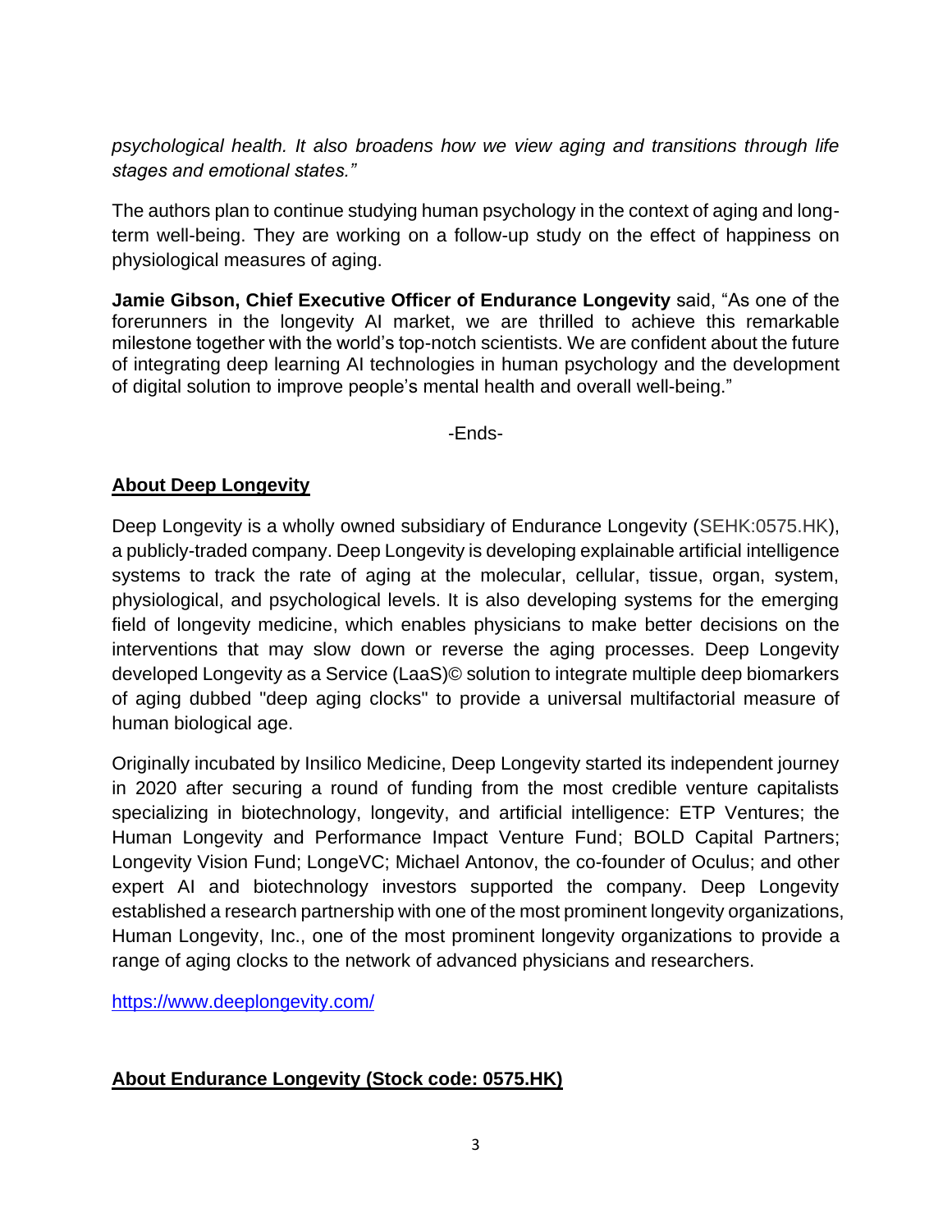*psychological health. It also broadens how we view aging and transitions through life stages and emotional states."*

The authors plan to continue studying human psychology in the context of aging and long-term well-being. They are working on a follow-up study on the effect of happiness on physiological measures of aging.

**Jamie Gibson, Chief Executive Officer of Endurance Longevity** said, "As one of the forerunners in the longevity AI market, we are thrilled to achieve this remarkable milestone together with the world's top-notch scientists. We are confident about the future of integrating deep learning AI technologies in human psychology and the development of digital solution to improve people's mental health and overall well-being."

-Ends-

## About Deep Longevity

Deep Longevity is a wholly owned subsidiary of Endurance Longevity (SEHK:0575.HK), a publicly-traded company. Deep Longevity is developing explainable artificial intelligence systems to track the rate of aging at the molecular, cellular, tissue, organ, system, physiological, and psychological levels. It is also developing systems for the emerging field of longevity medicine, which enables physicians to make better decisions on the interventions that may slow down or reverse the aging processes. Deep Longevity developed Longevity as a Service (LaaS)© solution to integrate multiple deep biomarkers of aging dubbed "deep aging clocks" to provide a universal multifactorial measure of human biological age.

Originally incubated by Insilico Medicine, Deep Longevity started its independent journey in 2020 after securing a round of funding from the most credible venture capitalists specializing in biotechnology, longevity, and artificial intelligence: ETP Ventures; the Human Longevity and Performance Impact Venture Fund; BOLD Capital Partners; Longevity Vision Fund; LongeVC; Michael Antonov, the co-founder of Oculus; and other expert AI and biotechnology investors supported the company. Deep Longevity established a research partnership with one of the most prominent longevity organizations, Human Longevity, Inc., one of the most prominent longevity organizations to provide a range of aging clocks to the network of advanced physicians and researchers.

https://www.deeplongevity.com/

## About Endurance Longevity (Stock code: 0575.HK)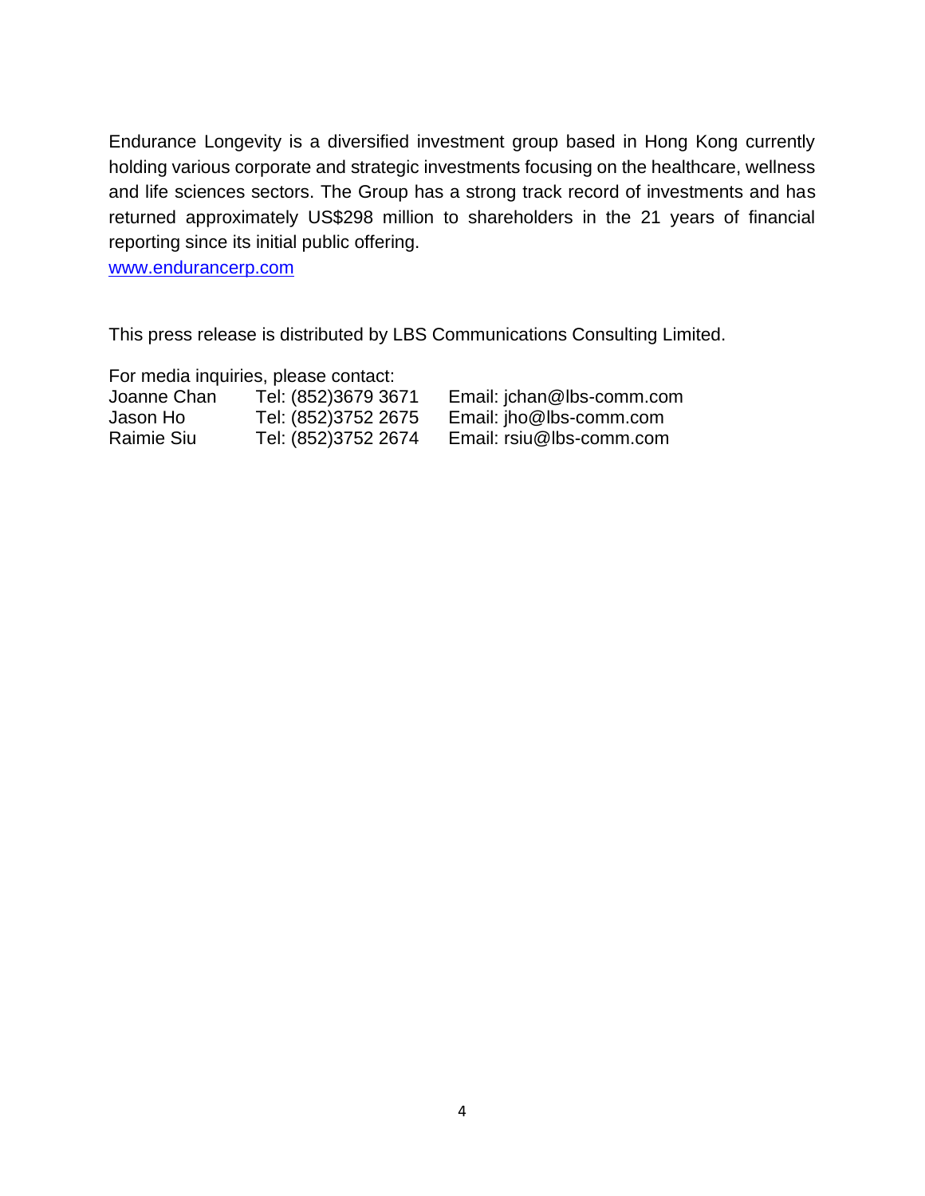Endurance Longevity is a diversified investment group based in Hong Kong currently holding various corporate and strategic investments focusing on the healthcare, wellness and life sciences sectors. The Group has a strong track record of investments and has returned approximately US$298 million to shareholders in the 21 years of financial reporting since its initial public offering.

www.endurancerp.com

This press release is distributed by LBS Communications Consulting Limited.

For media inquiries, please contact:

| | | |
|---|---|---|
| Joanne Chan | Tel: (852)3679 3671 | Email: jchan@lbs-comm.com |
| Jason Ho | Tel: (852)3752 2675 | Email: jho@lbs-comm.com |
| Raimie Siu | Tel: (852)3752 2674 | Email: rsiu@lbs-comm.com |